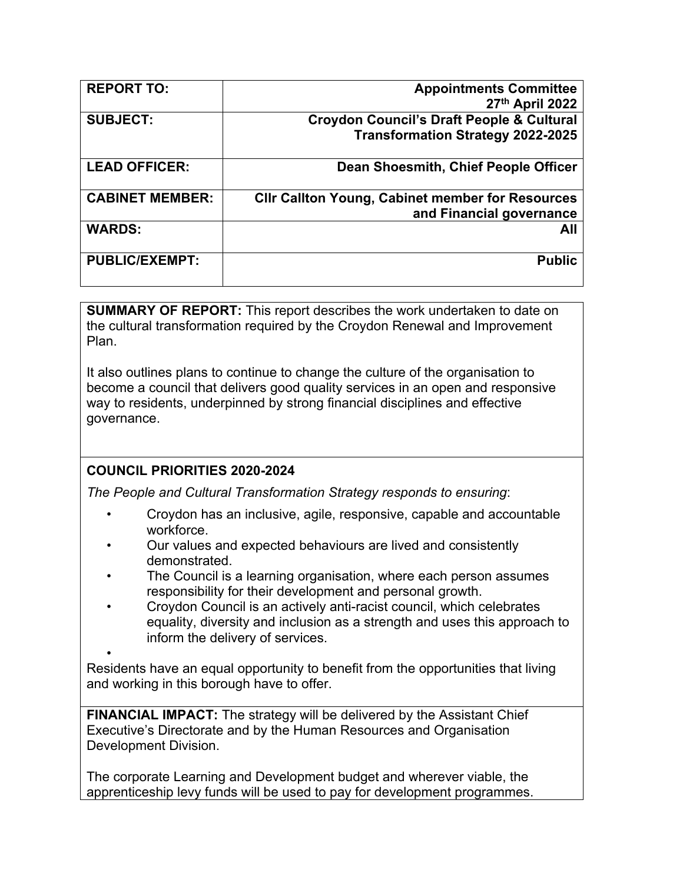| REPORT TO: | Appointments Committee<br>27th April 2022 |
| --- | --- |
| SUBJECT: | Croydon Council's Draft People & Cultural Transformation Strategy 2022-2025 |
| LEAD OFFICER: | Dean Shoesmith, Chief People Officer |
| CABINET MEMBER: | Cllr Callton Young, Cabinet member for Resources and Financial governance |
| WARDS: | All |
| PUBLIC/EXEMPT: | Public |

**SUMMARY OF REPORT:** This report describes the work undertaken to date on the cultural transformation required by the Croydon Renewal and Improvement Plan.

It also outlines plans to continue to change the culture of the organisation to become a council that delivers good quality services in an open and responsive way to residents, underpinned by strong financial disciplines and effective governance.

**COUNCIL PRIORITIES 2020-2024**

*The People and Cultural Transformation Strategy responds to ensuring*:

- Croydon has an inclusive, agile, responsive, capable and accountable workforce.
- Our values and expected behaviours are lived and consistently demonstrated.
- The Council is a learning organisation, where each person assumes responsibility for their development and personal growth.
- Croydon Council is an actively anti-racist council, which celebrates equality, diversity and inclusion as a strength and uses this approach to inform the delivery of services.
- 

Residents have an equal opportunity to benefit from the opportunities that living and working in this borough have to offer.

**FINANCIAL IMPACT:** The strategy will be delivered by the Assistant Chief Executive's Directorate and by the Human Resources and Organisation Development Division.

The corporate Learning and Development budget and wherever viable, the apprenticeship levy funds will be used to pay for development programmes.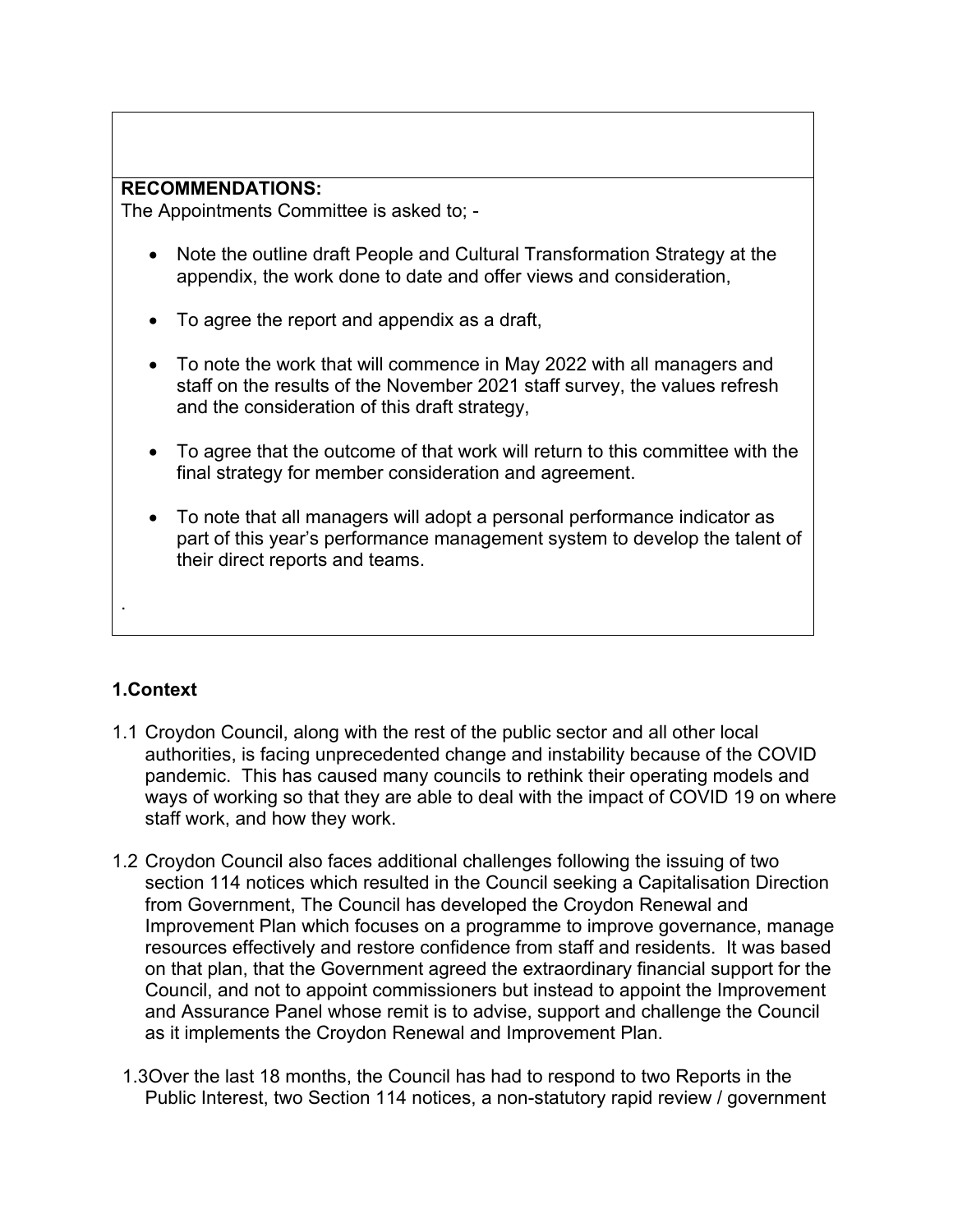**RECOMMENDATIONS:**
The Appointments Committee is asked to; -

- Note the outline draft People and Cultural Transformation Strategy at the appendix, the work done to date and offer views and consideration,
- To agree the report and appendix as a draft,
- To note the work that will commence in May 2022 with all managers and staff on the results of the November 2021 staff survey, the values refresh and the consideration of this draft strategy,
- To agree that the outcome of that work will return to this committee with the final strategy for member consideration and agreement.
- To note that all managers will adopt a personal performance indicator as part of this year's performance management system to develop the talent of their direct reports and teams.

.

## 1.Context

1.1 Croydon Council, along with the rest of the public sector and all other local authorities, is facing unprecedented change and instability because of the COVID pandemic. This has caused many councils to rethink their operating models and ways of working so that they are able to deal with the impact of COVID 19 on where staff work, and how they work.

1.2 Croydon Council also faces additional challenges following the issuing of two section 114 notices which resulted in the Council seeking a Capitalisation Direction from Government, The Council has developed the Croydon Renewal and Improvement Plan which focuses on a programme to improve governance, manage resources effectively and restore confidence from staff and residents. It was based on that plan, that the Government agreed the extraordinary financial support for the Council, and not to appoint commissioners but instead to appoint the Improvement and Assurance Panel whose remit is to advise, support and challenge the Council as it implements the Croydon Renewal and Improvement Plan.

1.3Over the last 18 months, the Council has had to respond to two Reports in the Public Interest, two Section 114 notices, a non-statutory rapid review / government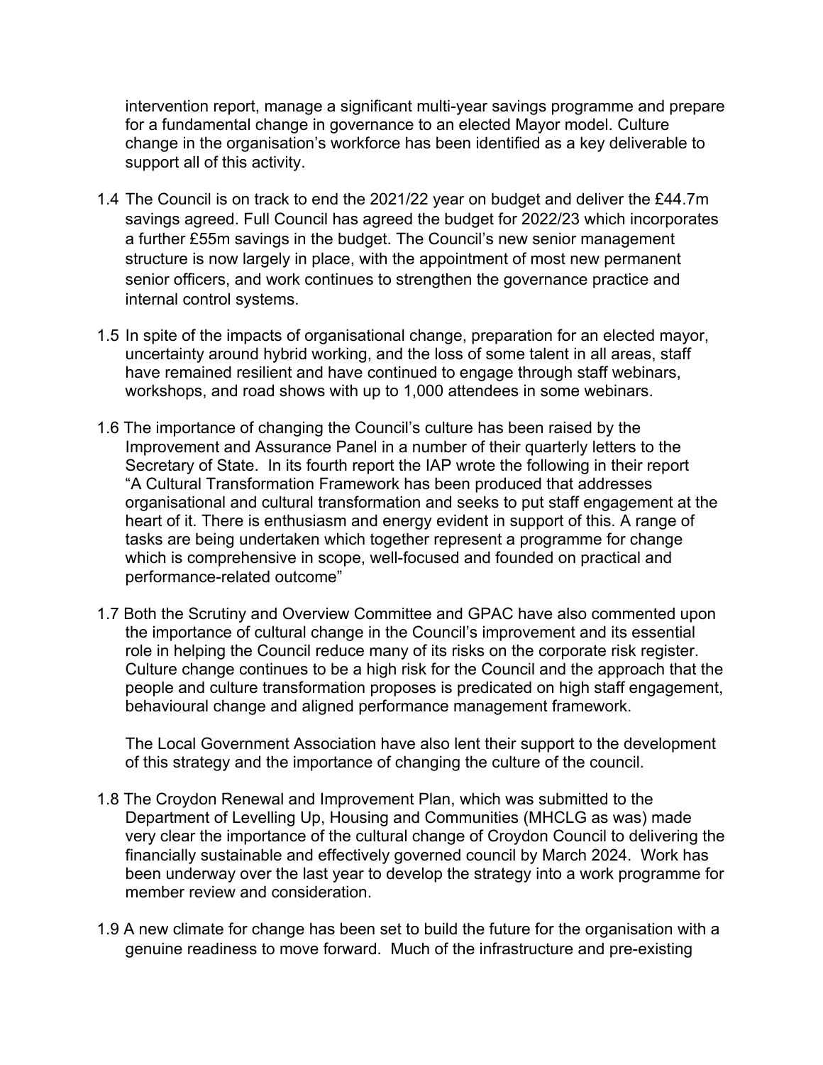intervention report, manage a significant multi-year savings programme and prepare for a fundamental change in governance to an elected Mayor model. Culture change in the organisation's workforce has been identified as a key deliverable to support all of this activity.

1.4 The Council is on track to end the 2021/22 year on budget and deliver the £44.7m savings agreed. Full Council has agreed the budget for 2022/23 which incorporates a further £55m savings in the budget. The Council's new senior management structure is now largely in place, with the appointment of most new permanent senior officers, and work continues to strengthen the governance practice and internal control systems.

1.5 In spite of the impacts of organisational change, preparation for an elected mayor, uncertainty around hybrid working, and the loss of some talent in all areas, staff have remained resilient and have continued to engage through staff webinars, workshops, and road shows with up to 1,000 attendees in some webinars.

1.6 The importance of changing the Council's culture has been raised by the Improvement and Assurance Panel in a number of their quarterly letters to the Secretary of State. In its fourth report the IAP wrote the following in their report "A Cultural Transformation Framework has been produced that addresses organisational and cultural transformation and seeks to put staff engagement at the heart of it. There is enthusiasm and energy evident in support of this. A range of tasks are being undertaken which together represent a programme for change which is comprehensive in scope, well-focused and founded on practical and performance-related outcome"

1.7 Both the Scrutiny and Overview Committee and GPAC have also commented upon the importance of cultural change in the Council's improvement and its essential role in helping the Council reduce many of its risks on the corporate risk register. Culture change continues to be a high risk for the Council and the approach that the people and culture transformation proposes is predicated on high staff engagement, behavioural change and aligned performance management framework.

The Local Government Association have also lent their support to the development of this strategy and the importance of changing the culture of the council.

1.8 The Croydon Renewal and Improvement Plan, which was submitted to the Department of Levelling Up, Housing and Communities (MHCLG as was) made very clear the importance of the cultural change of Croydon Council to delivering the financially sustainable and effectively governed council by March 2024. Work has been underway over the last year to develop the strategy into a work programme for member review and consideration.

1.9 A new climate for change has been set to build the future for the organisation with a genuine readiness to move forward. Much of the infrastructure and pre-existing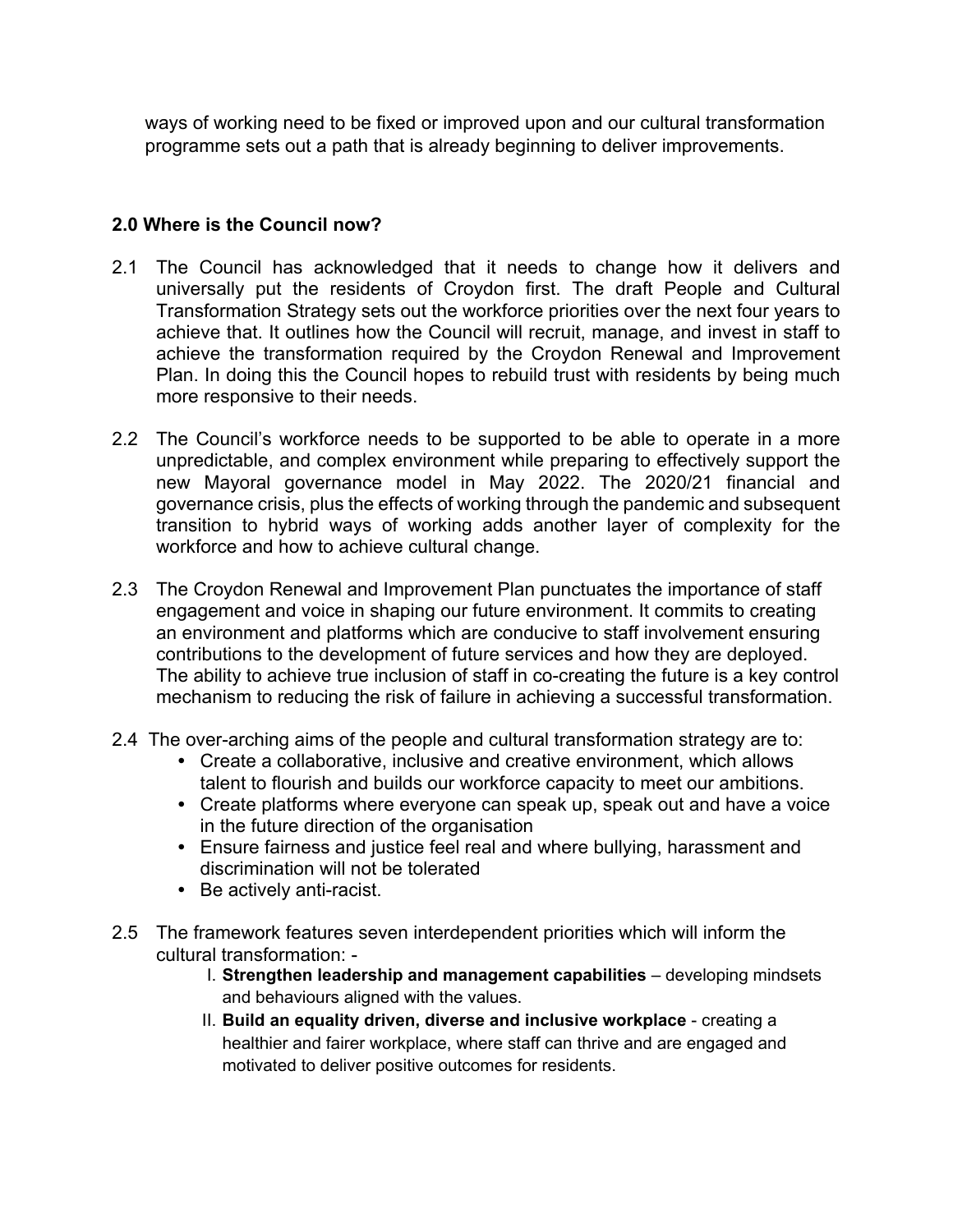ways of working need to be fixed or improved upon and our cultural transformation programme sets out a path that is already beginning to deliver improvements.

## 2.0 Where is the Council now?

2.1 The Council has acknowledged that it needs to change how it delivers and universally put the residents of Croydon first. The draft People and Cultural Transformation Strategy sets out the workforce priorities over the next four years to achieve that. It outlines how the Council will recruit, manage, and invest in staff to achieve the transformation required by the Croydon Renewal and Improvement Plan. In doing this the Council hopes to rebuild trust with residents by being much more responsive to their needs.

2.2 The Council's workforce needs to be supported to be able to operate in a more unpredictable, and complex environment while preparing to effectively support the new Mayoral governance model in May 2022. The 2020/21 financial and governance crisis, plus the effects of working through the pandemic and subsequent transition to hybrid ways of working adds another layer of complexity for the workforce and how to achieve cultural change.

2.3 The Croydon Renewal and Improvement Plan punctuates the importance of staff engagement and voice in shaping our future environment. It commits to creating an environment and platforms which are conducive to staff involvement ensuring contributions to the development of future services and how they are deployed. The ability to achieve true inclusion of staff in co-creating the future is a key control mechanism to reducing the risk of failure in achieving a successful transformation.

2.4 The over-arching aims of the people and cultural transformation strategy are to:

- Create a collaborative, inclusive and creative environment, which allows talent to flourish and builds our workforce capacity to meet our ambitions.
- Create platforms where everyone can speak up, speak out and have a voice in the future direction of the organisation
- Ensure fairness and justice feel real and where bullying, harassment and discrimination will not be tolerated
- Be actively anti-racist.

2.5 The framework features seven interdependent priorities which will inform the cultural transformation: -

I. **Strengthen leadership and management capabilities** – developing mindsets and behaviours aligned with the values.

II. **Build an equality driven, diverse and inclusive workplace** - creating a healthier and fairer workplace, where staff can thrive and are engaged and motivated to deliver positive outcomes for residents.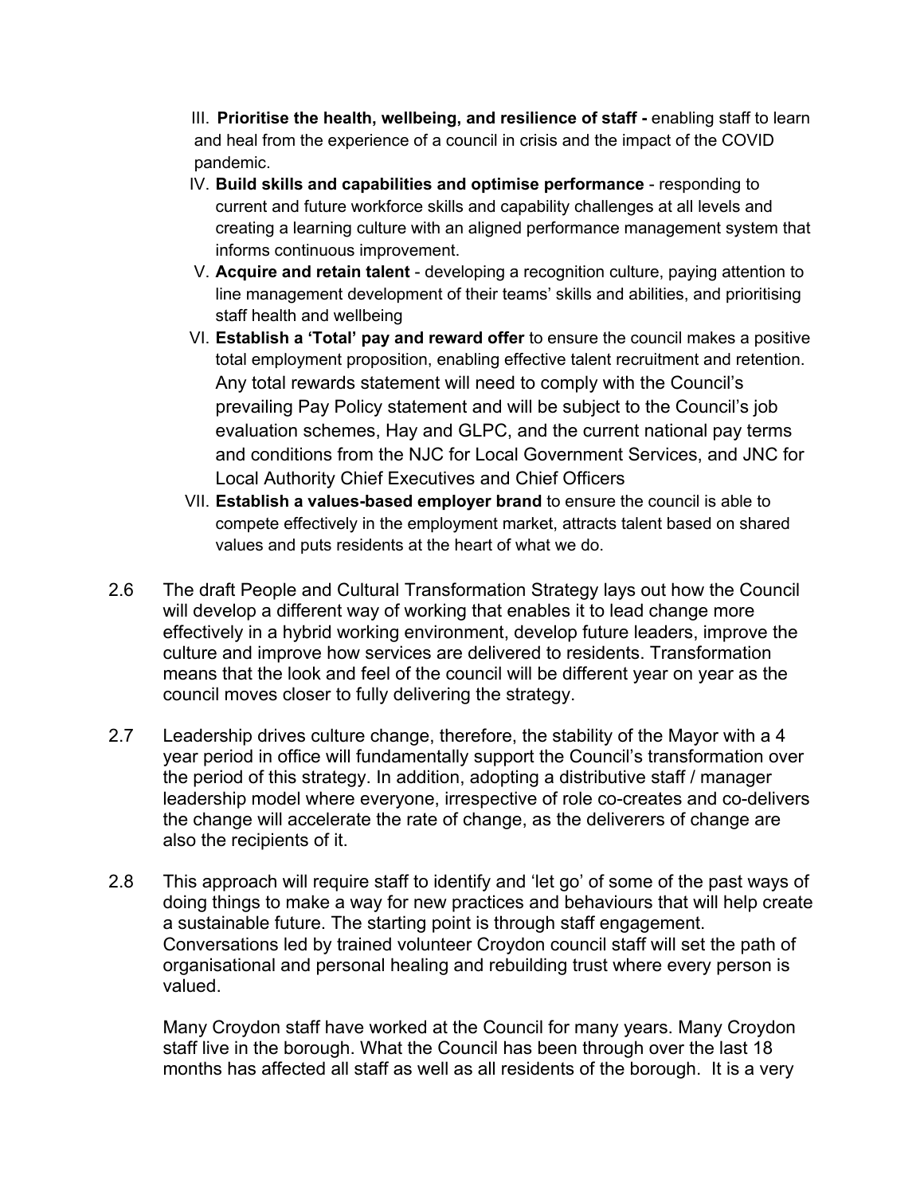III. **Prioritise the health, wellbeing, and resilience of staff -** enabling staff to learn and heal from the experience of a council in crisis and the impact of the COVID pandemic.

IV. **Build skills and capabilities and optimise performance** - responding to current and future workforce skills and capability challenges at all levels and creating a learning culture with an aligned performance management system that informs continuous improvement.

V. **Acquire and retain talent** - developing a recognition culture, paying attention to line management development of their teams' skills and abilities, and prioritising staff health and wellbeing

VI. **Establish a 'Total' pay and reward offer** to ensure the council makes a positive total employment proposition, enabling effective talent recruitment and retention. Any total rewards statement will need to comply with the Council's prevailing Pay Policy statement and will be subject to the Council's job evaluation schemes, Hay and GLPC, and the current national pay terms and conditions from the NJC for Local Government Services, and JNC for Local Authority Chief Executives and Chief Officers

VII. **Establish a values-based employer brand** to ensure the council is able to compete effectively in the employment market, attracts talent based on shared values and puts residents at the heart of what we do.

2.6 The draft People and Cultural Transformation Strategy lays out how the Council will develop a different way of working that enables it to lead change more effectively in a hybrid working environment, develop future leaders, improve the culture and improve how services are delivered to residents. Transformation means that the look and feel of the council will be different year on year as the council moves closer to fully delivering the strategy.

2.7 Leadership drives culture change, therefore, the stability of the Mayor with a 4 year period in office will fundamentally support the Council's transformation over the period of this strategy. In addition, adopting a distributive staff / manager leadership model where everyone, irrespective of role co-creates and co-delivers the change will accelerate the rate of change, as the deliverers of change are also the recipients of it.

2.8 This approach will require staff to identify and 'let go' of some of the past ways of doing things to make a way for new practices and behaviours that will help create a sustainable future. The starting point is through staff engagement. Conversations led by trained volunteer Croydon council staff will set the path of organisational and personal healing and rebuilding trust where every person is valued.

Many Croydon staff have worked at the Council for many years. Many Croydon staff live in the borough. What the Council has been through over the last 18 months has affected all staff as well as all residents of the borough. It is a very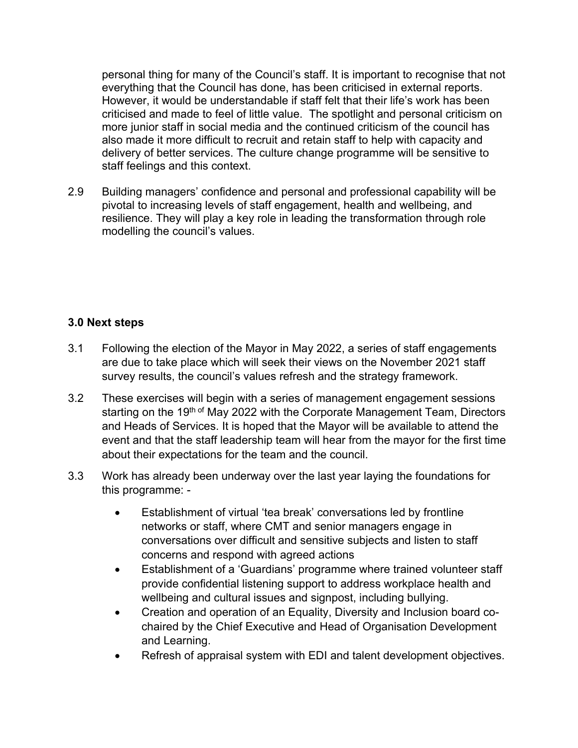personal thing for many of the Council's staff. It is important to recognise that not everything that the Council has done, has been criticised in external reports. However, it would be understandable if staff felt that their life's work has been criticised and made to feel of little value. The spotlight and personal criticism on more junior staff in social media and the continued criticism of the council has also made it more difficult to recruit and retain staff to help with capacity and delivery of better services. The culture change programme will be sensitive to staff feelings and this context.

2.9 Building managers' confidence and personal and professional capability will be pivotal to increasing levels of staff engagement, health and wellbeing, and resilience. They will play a key role in leading the transformation through role modelling the council's values.

**3.0 Next steps**

3.1 Following the election of the Mayor in May 2022, a series of staff engagements are due to take place which will seek their views on the November 2021 staff survey results, the council's values refresh and the strategy framework.

3.2 These exercises will begin with a series of management engagement sessions starting on the 19th of May 2022 with the Corporate Management Team, Directors and Heads of Services. It is hoped that the Mayor will be available to attend the event and that the staff leadership team will hear from the mayor for the first time about their expectations for the team and the council.

3.3 Work has already been underway over the last year laying the foundations for this programme: -

- Establishment of virtual 'tea break' conversations led by frontline networks or staff, where CMT and senior managers engage in conversations over difficult and sensitive subjects and listen to staff concerns and respond with agreed actions
- Establishment of a 'Guardians' programme where trained volunteer staff provide confidential listening support to address workplace health and wellbeing and cultural issues and signpost, including bullying.
- Creation and operation of an Equality, Diversity and Inclusion board co-chaired by the Chief Executive and Head of Organisation Development and Learning.
- Refresh of appraisal system with EDI and talent development objectives.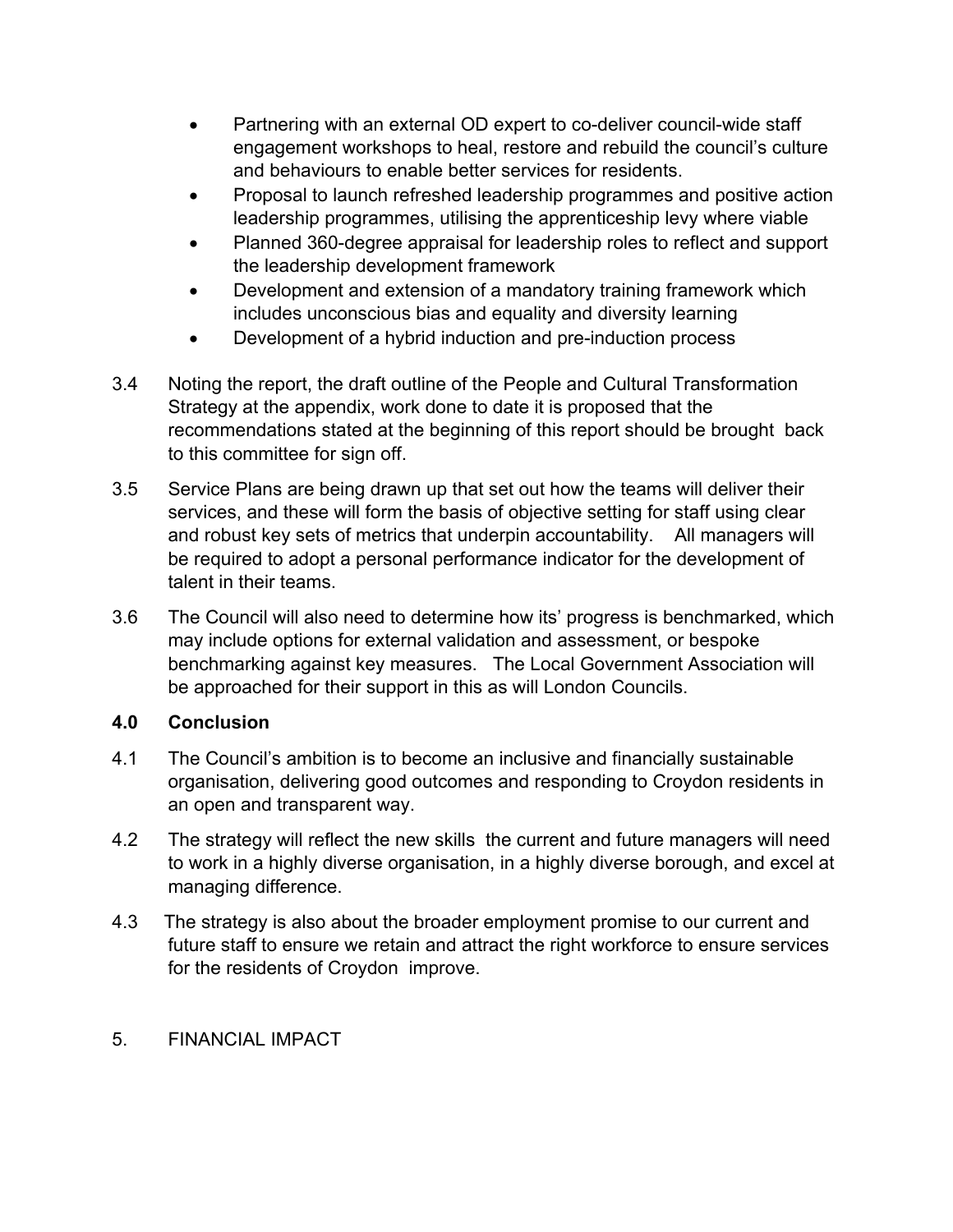- Partnering with an external OD expert to co-deliver council-wide staff engagement workshops to heal, restore and rebuild the council's culture and behaviours to enable better services for residents.
- Proposal to launch refreshed leadership programmes and positive action leadership programmes, utilising the apprenticeship levy where viable
- Planned 360-degree appraisal for leadership roles to reflect and support the leadership development framework
- Development and extension of a mandatory training framework which includes unconscious bias and equality and diversity learning
- Development of a hybrid induction and pre-induction process

3.4 Noting the report, the draft outline of the People and Cultural Transformation Strategy at the appendix, work done to date it is proposed that the recommendations stated at the beginning of this report should be brought back to this committee for sign off.

3.5 Service Plans are being drawn up that set out how the teams will deliver their services, and these will form the basis of objective setting for staff using clear and robust key sets of metrics that underpin accountability. All managers will be required to adopt a personal performance indicator for the development of talent in their teams.

3.6 The Council will also need to determine how its' progress is benchmarked, which may include options for external validation and assessment, or bespoke benchmarking against key measures. The Local Government Association will be approached for their support in this as will London Councils.

## 4.0 Conclusion

4.1 The Council's ambition is to become an inclusive and financially sustainable organisation, delivering good outcomes and responding to Croydon residents in an open and transparent way.

4.2 The strategy will reflect the new skills the current and future managers will need to work in a highly diverse organisation, in a highly diverse borough, and excel at managing difference.

4.3 The strategy is also about the broader employment promise to our current and future staff to ensure we retain and attract the right workforce to ensure services for the residents of Croydon improve.

## 5. FINANCIAL IMPACT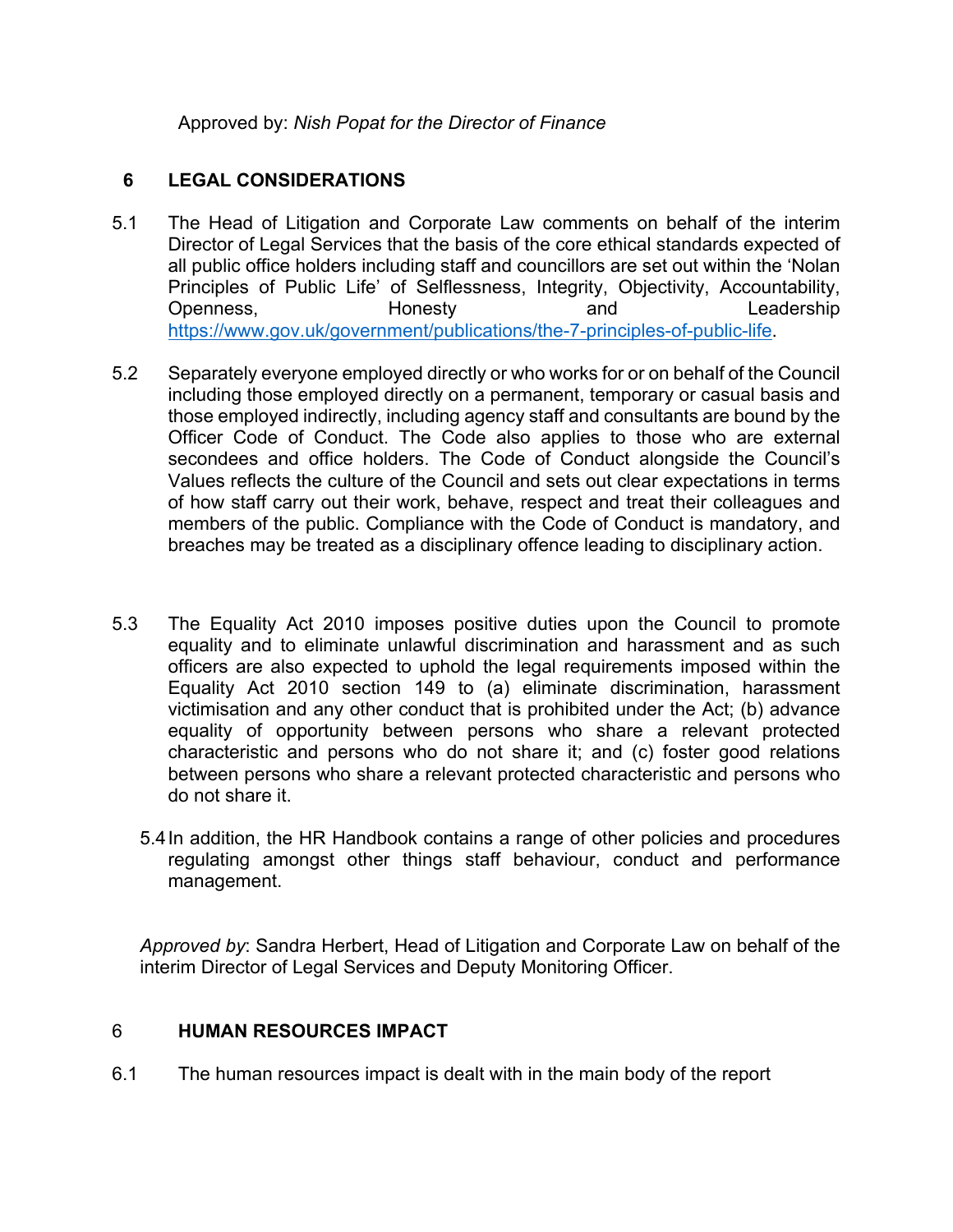Approved by: *Nish Popat for the Director of Finance*

## 6 LEGAL CONSIDERATIONS

5.1 The Head of Litigation and Corporate Law comments on behalf of the interim Director of Legal Services that the basis of the core ethical standards expected of all public office holders including staff and councillors are set out within the 'Nolan Principles of Public Life' of Selflessness, Integrity, Objectivity, Accountability, Openness, Honesty and Leadership [https://www.gov.uk/government/publications/the-7-principles-of-public-life](https://www.gov.uk/government/publications/the-7-principles-of-public-life).

5.2 Separately everyone employed directly or who works for or on behalf of the Council including those employed directly on a permanent, temporary or casual basis and those employed indirectly, including agency staff and consultants are bound by the Officer Code of Conduct. The Code also applies to those who are external secondees and office holders. The Code of Conduct alongside the Council's Values reflects the culture of the Council and sets out clear expectations in terms of how staff carry out their work, behave, respect and treat their colleagues and members of the public. Compliance with the Code of Conduct is mandatory, and breaches may be treated as a disciplinary offence leading to disciplinary action.

5.3 The Equality Act 2010 imposes positive duties upon the Council to promote equality and to eliminate unlawful discrimination and harassment and as such officers are also expected to uphold the legal requirements imposed within the Equality Act 2010 section 149 to (a) eliminate discrimination, harassment victimisation and any other conduct that is prohibited under the Act; (b) advance equality of opportunity between persons who share a relevant protected characteristic and persons who do not share it; and (c) foster good relations between persons who share a relevant protected characteristic and persons who do not share it.

5.4 In addition, the HR Handbook contains a range of other policies and procedures regulating amongst other things staff behaviour, conduct and performance management.

*Approved by*: Sandra Herbert, Head of Litigation and Corporate Law on behalf of the interim Director of Legal Services and Deputy Monitoring Officer.

## 6 HUMAN RESOURCES IMPACT

6.1 The human resources impact is dealt with in the main body of the report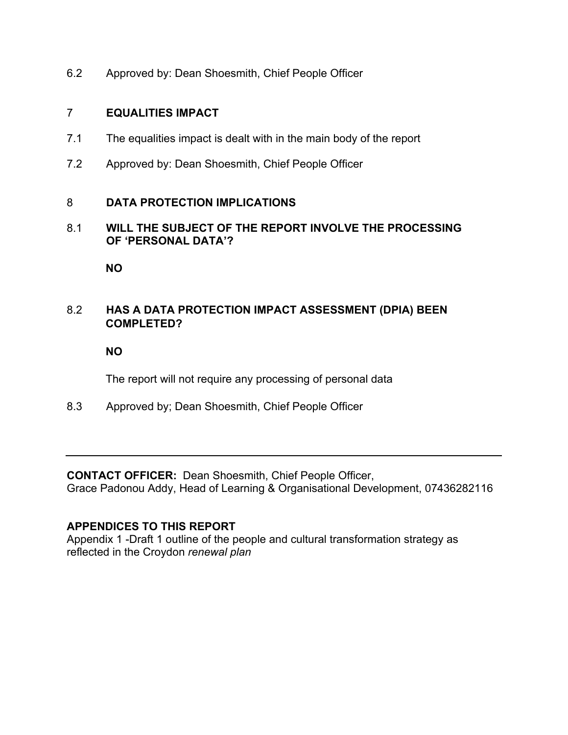6.2 Approved by: Dean Shoesmith, Chief People Officer

## 7 EQUALITIES IMPACT

7.1 The equalities impact is dealt with in the main body of the report

7.2 Approved by: Dean Shoesmith, Chief People Officer

## 8 DATA PROTECTION IMPLICATIONS

8.1 **WILL THE SUBJECT OF THE REPORT INVOLVE THE PROCESSING OF 'PERSONAL DATA'?**

**NO**

8.2 **HAS A DATA PROTECTION IMPACT ASSESSMENT (DPIA) BEEN COMPLETED?**

**NO**

The report will not require any processing of personal data

8.3 Approved by; Dean Shoesmith, Chief People Officer

---

**CONTACT OFFICER:** Dean Shoesmith, Chief People Officer,
Grace Padonou Addy, Head of Learning & Organisational Development, 07436282116

**APPENDICES TO THIS REPORT**
Appendix 1 -Draft 1 outline of the people and cultural transformation strategy as reflected in the Croydon *renewal plan*